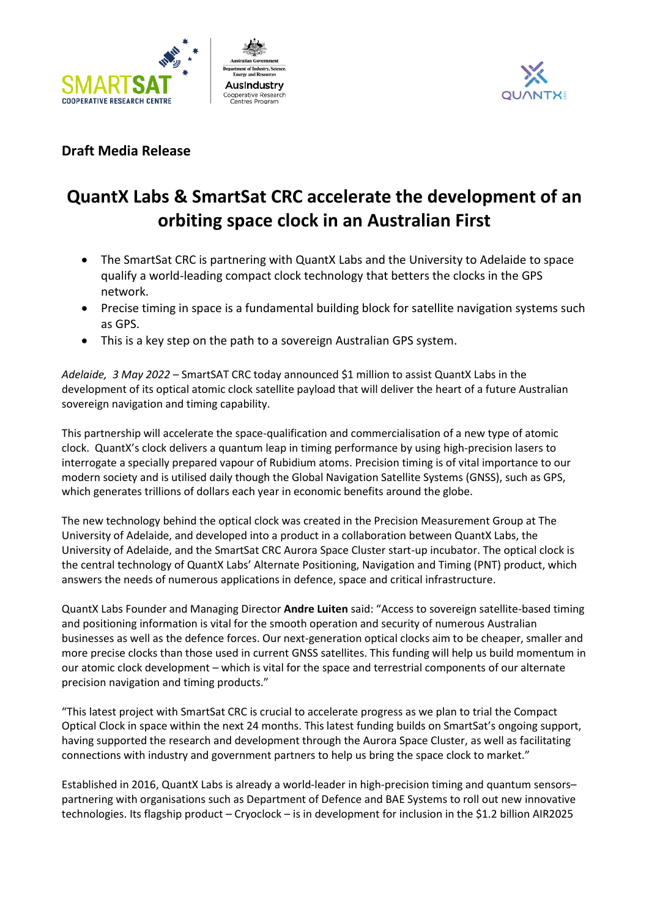**Draft Media Release**

# QuantX Labs & SmartSat CRC accelerate the development of an orbiting space clock in an Australian First

- The SmartSat CRC is partnering with QuantX Labs and the University to Adelaide to space qualify a world-leading compact clock technology that betters the clocks in the GPS network.
- Precise timing in space is a fundamental building block for satellite navigation systems such as GPS.
- This is a key step on the path to a sovereign Australian GPS system.

*Adelaide, 3 May 2022* – SmartSAT CRC today announced $1 million to assist QuantX Labs in the development of its optical atomic clock satellite payload that will deliver the heart of a future Australian sovereign navigation and timing capability.

This partnership will accelerate the space-qualification and commercialisation of a new type of atomic clock. QuantX's clock delivers a quantum leap in timing performance by using high-precision lasers to interrogate a specially prepared vapour of Rubidium atoms. Precision timing is of vital importance to our modern society and is utilised daily though the Global Navigation Satellite Systems (GNSS), such as GPS, which generates trillions of dollars each year in economic benefits around the globe.

The new technology behind the optical clock was created in the Precision Measurement Group at The University of Adelaide, and developed into a product in a collaboration between QuantX Labs, the University of Adelaide, and the SmartSat CRC Aurora Space Cluster start-up incubator. The optical clock is the central technology of QuantX Labs' Alternate Positioning, Navigation and Timing (PNT) product, which answers the needs of numerous applications in defence, space and critical infrastructure.

QuantX Labs Founder and Managing Director **Andre Luiten** said: "Access to sovereign satellite-based timing and positioning information is vital for the smooth operation and security of numerous Australian businesses as well as the defence forces. Our next-generation optical clocks aim to be cheaper, smaller and more precise clocks than those used in current GNSS satellites. This funding will help us build momentum in our atomic clock development – which is vital for the space and terrestrial components of our alternate precision navigation and timing products."

"This latest project with SmartSat CRC is crucial to accelerate progress as we plan to trial the Compact Optical Clock in space within the next 24 months. This latest funding builds on SmartSat's ongoing support, having supported the research and development through the Aurora Space Cluster, as well as facilitating connections with industry and government partners to help us bring the space clock to market."

Established in 2016, QuantX Labs is already a world-leader in high-precision timing and quantum sensors– partnering with organisations such as Department of Defence and BAE Systems to roll out new innovative technologies. Its flagship product – Cryoclock – is in development for inclusion in the $1.2 billion AIR2025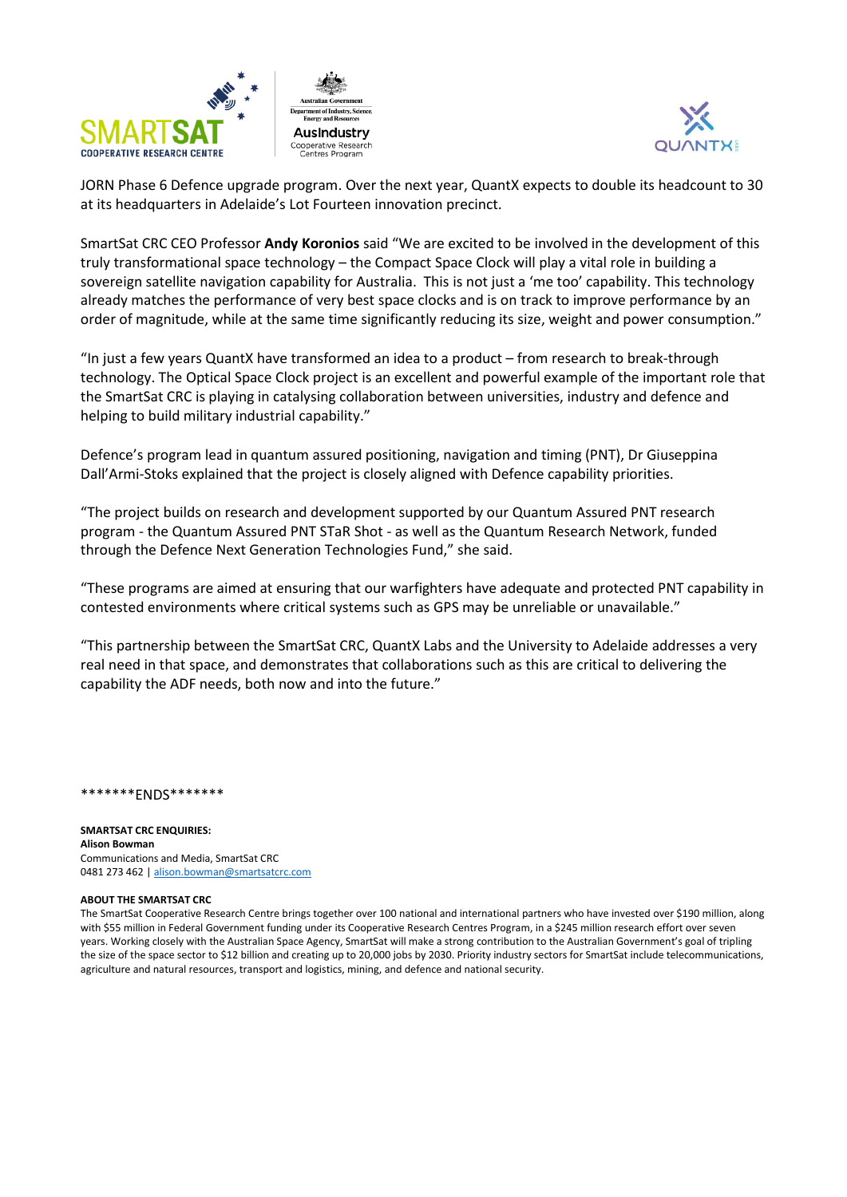JORN Phase 6 Defence upgrade program. Over the next year, QuantX expects to double its headcount to 30 at its headquarters in Adelaide's Lot Fourteen innovation precinct.

SmartSat CRC CEO Professor **Andy Koronios** said "We are excited to be involved in the development of this truly transformational space technology – the Compact Space Clock will play a vital role in building a sovereign satellite navigation capability for Australia. This is not just a 'me too' capability. This technology already matches the performance of very best space clocks and is on track to improve performance by an order of magnitude, while at the same time significantly reducing its size, weight and power consumption."

"In just a few years QuantX have transformed an idea to a product – from research to break-through technology. The Optical Space Clock project is an excellent and powerful example of the important role that the SmartSat CRC is playing in catalysing collaboration between universities, industry and defence and helping to build military industrial capability."

Defence's program lead in quantum assured positioning, navigation and timing (PNT), Dr Giuseppina Dall'Armi-Stoks explained that the project is closely aligned with Defence capability priorities.

"The project builds on research and development supported by our Quantum Assured PNT research program - the Quantum Assured PNT STaR Shot - as well as the Quantum Research Network, funded through the Defence Next Generation Technologies Fund," she said.

"These programs are aimed at ensuring that our warfighters have adequate and protected PNT capability in contested environments where critical systems such as GPS may be unreliable or unavailable."

"This partnership between the SmartSat CRC, QuantX Labs and the University to Adelaide addresses a very real need in that space, and demonstrates that collaborations such as this are critical to delivering the capability the ADF needs, both now and into the future."

*******ENDS*******

**SMARTSAT CRC ENQUIRIES:**
**Alison Bowman**
Communications and Media, SmartSat CRC
0481 273 462 | alison.bowman@smartsatcrc.com

**ABOUT THE SMARTSAT CRC**

The SmartSat Cooperative Research Centre brings together over 100 national and international partners who have invested over $190 million, along with $55 million in Federal Government funding under its Cooperative Research Centres Program, in a $245 million research effort over seven years. Working closely with the Australian Space Agency, SmartSat will make a strong contribution to the Australian Government's goal of tripling the size of the space sector to $12 billion and creating up to 20,000 jobs by 2030. Priority industry sectors for SmartSat include telecommunications, agriculture and natural resources, transport and logistics, mining, and defence and national security.